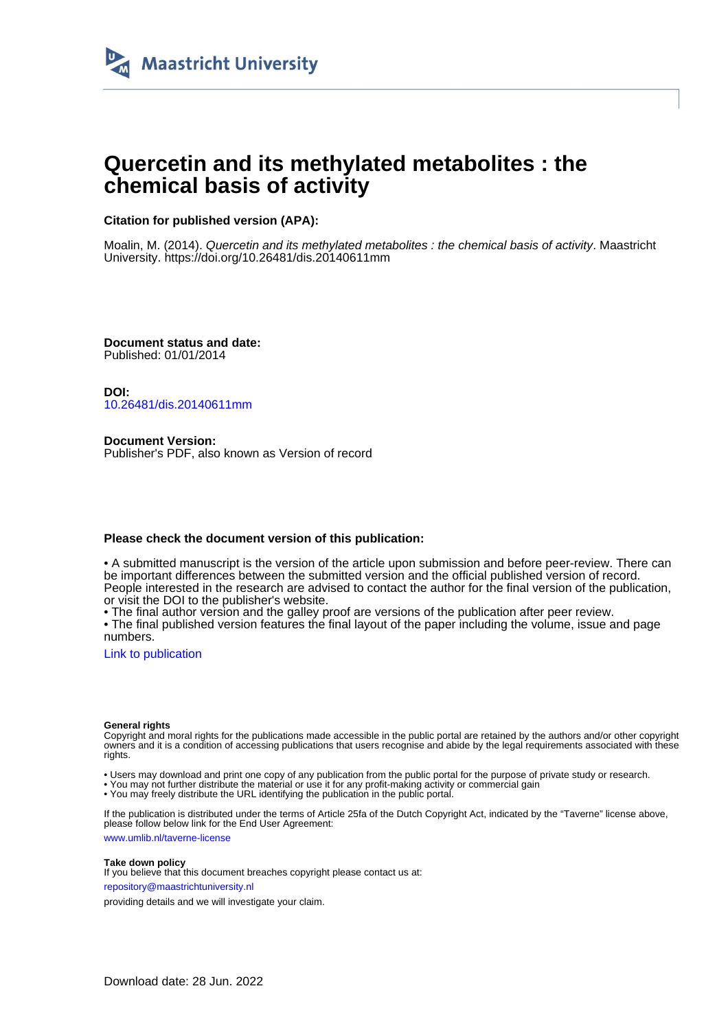Maastricht University

# Quercetin and its methylated metabolites : the chemical basis of activity

**Citation for published version (APA):**

Moalin, M. (2014). *Quercetin and its methylated metabolites : the chemical basis of activity*. Maastricht University. https://doi.org/10.26481/dis.20140611mm

**Document status and date:**
Published: 01/01/2014

**DOI:**
10.26481/dis.20140611mm

**Document Version:**
Publisher's PDF, also known as Version of record

**Please check the document version of this publication:**

• A submitted manuscript is the version of the article upon submission and before peer-review. There can be important differences between the submitted version and the official published version of record. People interested in the research are advised to contact the author for the final version of the publication, or visit the DOI to the publisher's website.
• The final author version and the galley proof are versions of the publication after peer review.
• The final published version features the final layout of the paper including the volume, issue and page numbers.

Link to publication

**General rights**
Copyright and moral rights for the publications made accessible in the public portal are retained by the authors and/or other copyright owners and it is a condition of accessing publications that users recognise and abide by the legal requirements associated with these rights.

• Users may download and print one copy of any publication from the public portal for the purpose of private study or research.
• You may not further distribute the material or use it for any profit-making activity or commercial gain
• You may freely distribute the URL identifying the publication in the public portal.

If the publication is distributed under the terms of Article 25fa of the Dutch Copyright Act, indicated by the "Taverne" license above, please follow below link for the End User Agreement:

www.umlib.nl/taverne-license

**Take down policy**
If you believe that this document breaches copyright please contact us at:

repository@maastrichtuniversity.nl

providing details and we will investigate your claim.

Download date: 28 Jun. 2022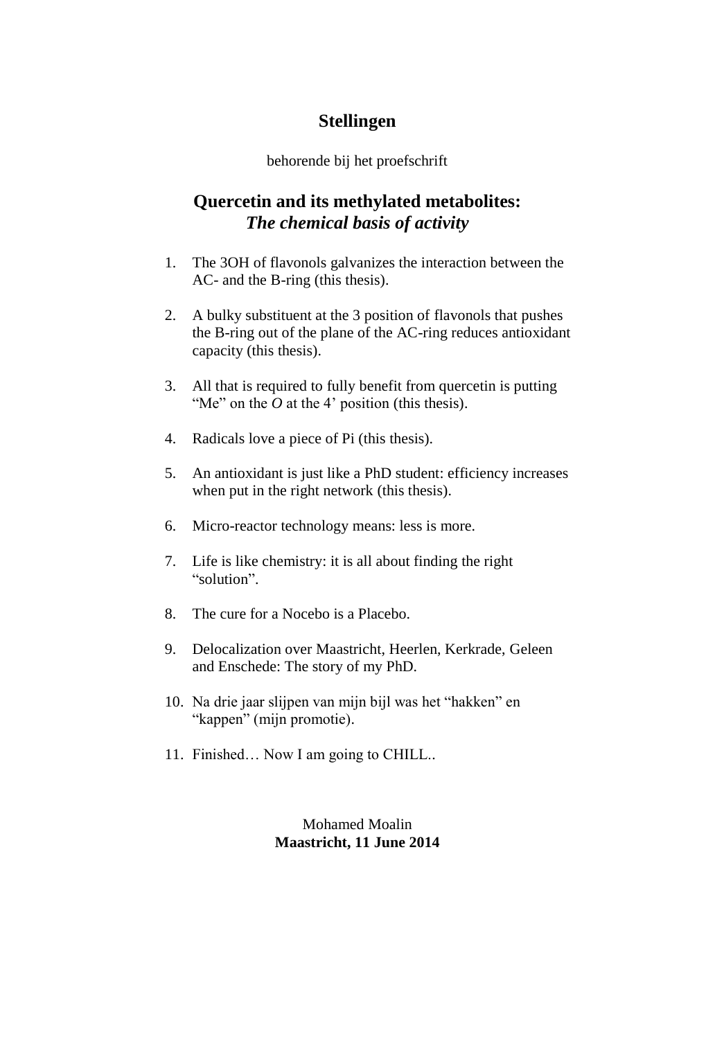# Stellingen

behorende bij het proefschrift

## Quercetin and its methylated metabolites:
## *The chemical basis of activity*

1. The 3OH of flavonols galvanizes the interaction between the AC- and the B-ring (this thesis).

2. A bulky substituent at the 3 position of flavonols that pushes the B-ring out of the plane of the AC-ring reduces antioxidant capacity (this thesis).

3. All that is required to fully benefit from quercetin is putting "Me" on the *O* at the 4' position (this thesis).

4. Radicals love a piece of Pi (this thesis).

5. An antioxidant is just like a PhD student: efficiency increases when put in the right network (this thesis).

6. Micro-reactor technology means: less is more.

7. Life is like chemistry: it is all about finding the right "solution".

8. The cure for a Nocebo is a Placebo.

9. Delocalization over Maastricht, Heerlen, Kerkrade, Geleen and Enschede: The story of my PhD.

10. Na drie jaar slijpen van mijn bijl was het "hakken" en "kappen" (mijn promotie).

11. Finished… Now I am going to CHILL..

Mohamed Moalin
**Maastricht, 11 June 2014**